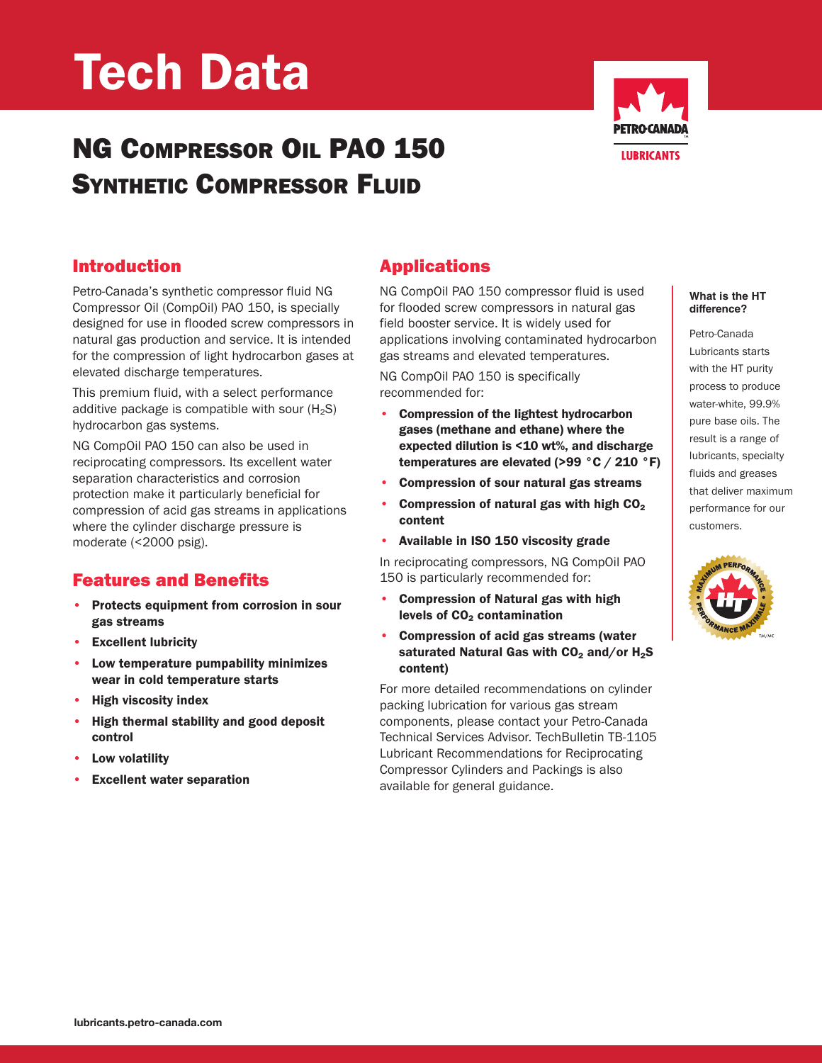# Tech Data

## NG Compressor Oil PAO 150
## Synthetic Compressor Fluid

### Introduction

Petro-Canada's synthetic compressor fluid NG Compressor Oil (CompOil) PAO 150, is specially designed for use in flooded screw compressors in natural gas production and service. It is intended for the compression of light hydrocarbon gases at elevated discharge temperatures.

This premium fluid, with a select performance additive package is compatible with sour ($H_2S$) hydrocarbon gas systems.

NG CompOil PAO 150 can also be used in reciprocating compressors. Its excellent water separation characteristics and corrosion protection make it particularly beneficial for compression of acid gas streams in applications where the cylinder discharge pressure is moderate (<2000 psig).

### Features and Benefits

- **Protects equipment from corrosion in sour gas streams**
- **Excellent lubricity**
- **Low temperature pumpability minimizes wear in cold temperature starts**
- **High viscosity index**
- **High thermal stability and good deposit control**
- **Low volatility**
- **Excellent water separation**

### Applications

NG CompOil PAO 150 compressor fluid is used for flooded screw compressors in natural gas field booster service. It is widely used for applications involving contaminated hydrocarbon gas streams and elevated temperatures.

NG CompOil PAO 150 is specifically recommended for:

- **Compression of the lightest hydrocarbon gases (methane and ethane) where the expected dilution is <10 wt%, and discharge temperatures are elevated (>99 °C / 210 °F)**
- **Compression of sour natural gas streams**
- **Compression of natural gas with high $CO_2$ content**
- **Available in ISO 150 viscosity grade**

In reciprocating compressors, NG CompOil PAO 150 is particularly recommended for:

- **Compression of Natural gas with high levels of $CO_2$ contamination**
- **Compression of acid gas streams (water saturated Natural Gas with $CO_2$ and/or $H_2S$ content)**

For more detailed recommendations on cylinder packing lubrication for various gas stream components, please contact your Petro-Canada Technical Services Advisor. TechBulletin TB-1105 Lubricant Recommendations for Reciprocating Compressor Cylinders and Packings is also available for general guidance.

**What is the HT difference?**

Petro-Canada Lubricants starts with the HT purity process to produce water-white, 99.9% pure base oils. The result is a range of lubricants, specialty fluids and greases that deliver maximum performance for our customers.

lubricants.petro-canada.com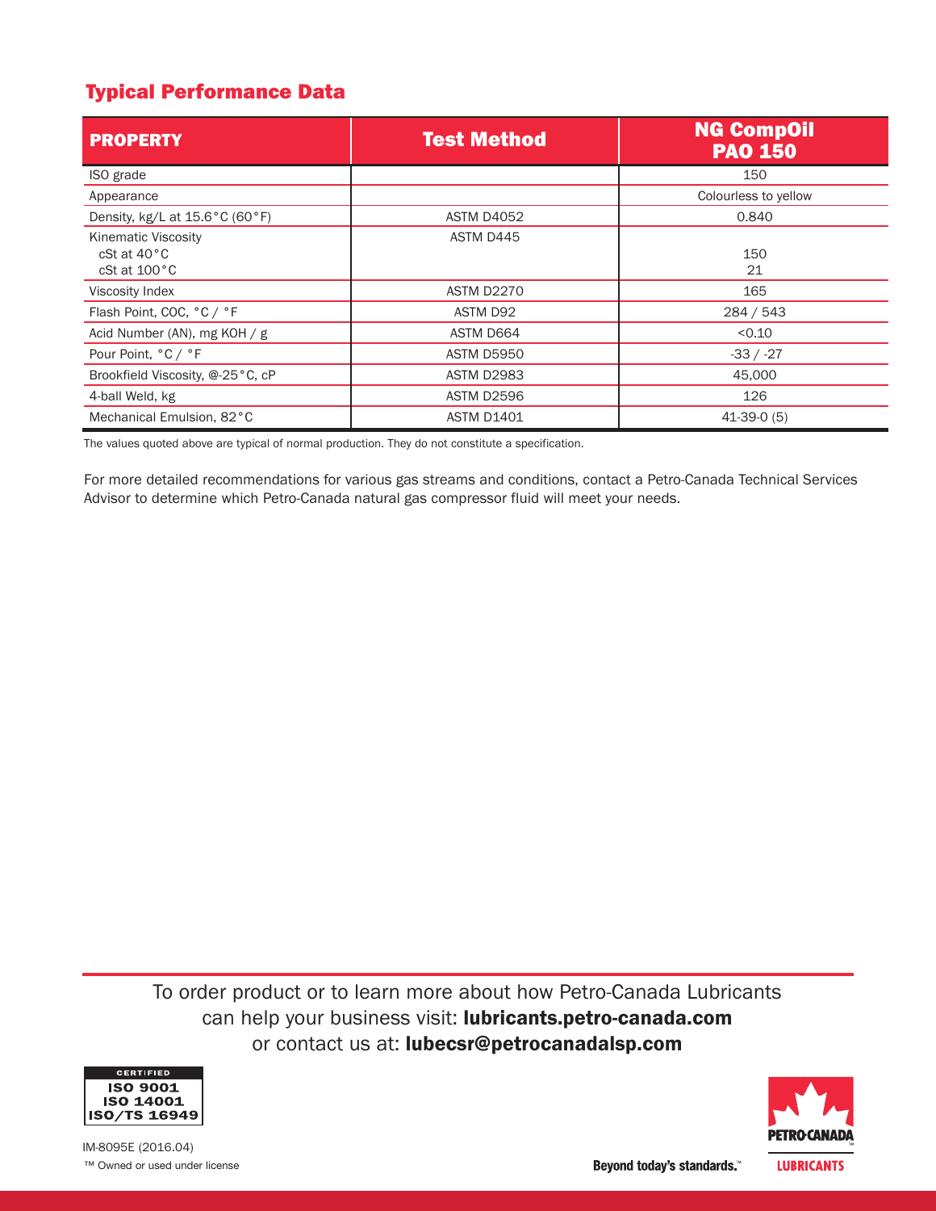## Typical Performance Data

| PROPERTY | Test Method | NG CompOil PAO 150 |
|---|---|---|
| ISO grade | | 150 |
| Appearance | | Colourless to yellow |
| Density, kg/L at 15.6°C (60°F) | ASTM D4052 | 0.840 |
| Kinematic Viscosity<br>cSt at 40°C<br>cSt at 100°C | ASTM D445 | <br>150<br>21 |
| Viscosity Index | ASTM D2270 | 165 |
| Flash Point, COC, °C / °F | ASTM D92 | 284 / 543 |
| Acid Number (AN), mg KOH / g | ASTM D664 | <0.10 |
| Pour Point, °C / °F | ASTM D5950 | -33 / -27 |
| Brookfield Viscosity, @-25°C, cP | ASTM D2983 | 45,000 |
| 4-ball Weld, kg | ASTM D2596 | 126 |
| Mechanical Emulsion, 82°C | ASTM D1401 | 41-39-0 (5) |

The values quoted above are typical of normal production. They do not constitute a specification.

For more detailed recommendations for various gas streams and conditions, contact a Petro-Canada Technical Services Advisor to determine which Petro-Canada natural gas compressor fluid will meet your needs.

To order product or to learn more about how Petro-Canada Lubricants can help your business visit: **lubricants.petro-canada.com** or contact us at: **lubecsr@petrocanadalsp.com**

CERTIFIED
ISO 9001
ISO 14001
ISO/TS 16949

IM-8095E (2016.04)

™ Owned or used under license

Beyond today's standards.™

PETRO-CANADA LUBRICANTS